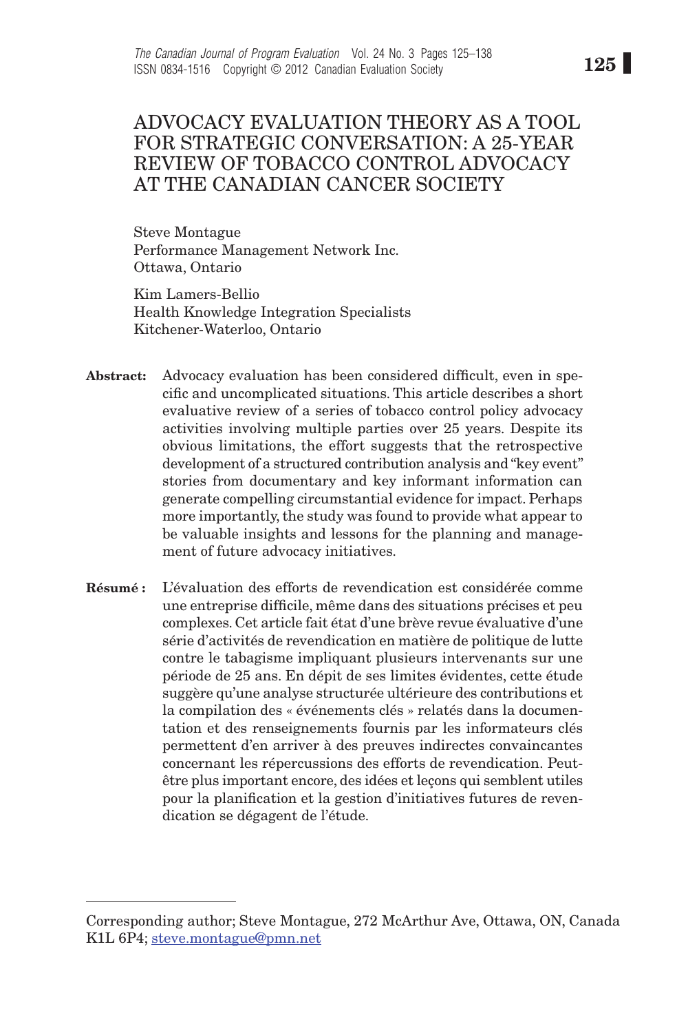# ADVOCACY EVALUATION THEORY AS A TOOL FOR STRATEGIC CONVERSATION: A 25-YEAR REVIEW OF TOBACCO CONTROL ADVOCACY AT THE CANADIAN CANCER SOCIETY

Steve Montague
Performance Management Network Inc.
Ottawa, Ontario

Kim Lamers-Bellio
Health Knowledge Integration Specialists
Kitchener-Waterloo, Ontario

**Abstract:** Advocacy evaluation has been considered difficult, even in specific and uncomplicated situations. This article describes a short evaluative review of a series of tobacco control policy advocacy activities involving multiple parties over 25 years. Despite its obvious limitations, the effort suggests that the retrospective development of a structured contribution analysis and "key event" stories from documentary and key informant information can generate compelling circumstantial evidence for impact. Perhaps more importantly, the study was found to provide what appear to be valuable insights and lessons for the planning and management of future advocacy initiatives.

**Résumé :** L'évaluation des efforts de revendication est considérée comme une entreprise difficile, même dans des situations précises et peu complexes. Cet article fait état d'une brève revue évaluative d'une série d'activités de revendication en matière de politique de lutte contre le tabagisme impliquant plusieurs intervenants sur une période de 25 ans. En dépit de ses limites évidentes, cette étude suggère qu'une analyse structurée ultérieure des contributions et la compilation des « événements clés » relatés dans la documentation et des renseignements fournis par les informateurs clés permettent d'en arriver à des preuves indirectes convaincantes concernant les répercussions des efforts de revendication. Peut-être plus important encore, des idées et leçons qui semblent utiles pour la planification et la gestion d'initiatives futures de revendication se dégagent de l'étude.

---

Corresponding author; Steve Montague, 272 McArthur Ave, Ottawa, ON, Canada K1L 6P4; steve.montague@pmn.net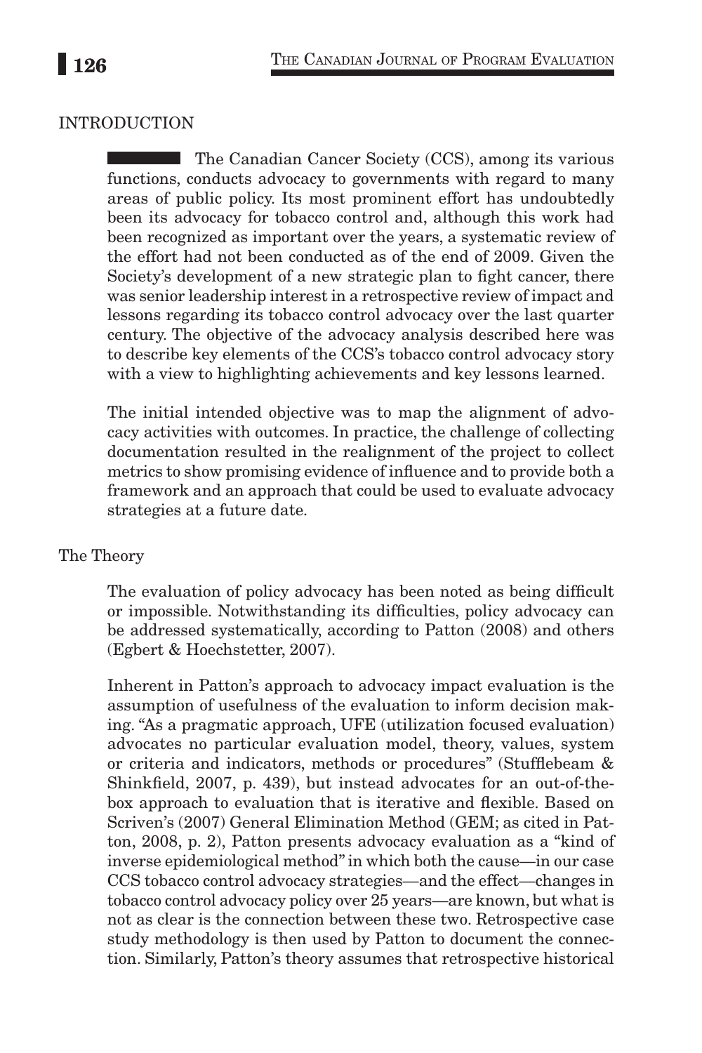## INTRODUCTION

The Canadian Cancer Society (CCS), among its various functions, conducts advocacy to governments with regard to many areas of public policy. Its most prominent effort has undoubtedly been its advocacy for tobacco control and, although this work had been recognized as important over the years, a systematic review of the effort had not been conducted as of the end of 2009. Given the Society's development of a new strategic plan to fight cancer, there was senior leadership interest in a retrospective review of impact and lessons regarding its tobacco control advocacy over the last quarter century. The objective of the advocacy analysis described here was to describe key elements of the CCS's tobacco control advocacy story with a view to highlighting achievements and key lessons learned.

The initial intended objective was to map the alignment of advocacy activities with outcomes. In practice, the challenge of collecting documentation resulted in the realignment of the project to collect metrics to show promising evidence of influence and to provide both a framework and an approach that could be used to evaluate advocacy strategies at a future date.

### The Theory

The evaluation of policy advocacy has been noted as being difficult or impossible. Notwithstanding its difficulties, policy advocacy can be addressed systematically, according to Patton (2008) and others (Egbert & Hoechstetter, 2007).

Inherent in Patton's approach to advocacy impact evaluation is the assumption of usefulness of the evaluation to inform decision making. "As a pragmatic approach, UFE (utilization focused evaluation) advocates no particular evaluation model, theory, values, system or criteria and indicators, methods or procedures" (Stufflebeam & Shinkfield, 2007, p. 439), but instead advocates for an out-of-the-box approach to evaluation that is iterative and flexible. Based on Scriven's (2007) General Elimination Method (GEM; as cited in Patton, 2008, p. 2), Patton presents advocacy evaluation as a "kind of inverse epidemiological method" in which both the cause—in our case CCS tobacco control advocacy strategies—and the effect—changes in tobacco control advocacy policy over 25 years—are known, but what is not as clear is the connection between these two. Retrospective case study methodology is then used by Patton to document the connection. Similarly, Patton's theory assumes that retrospective historical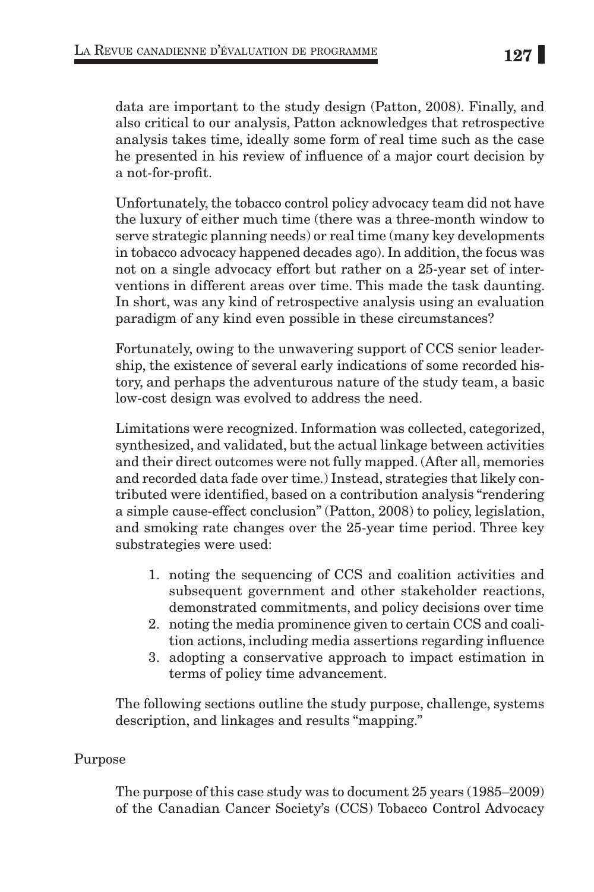data are important to the study design (Patton, 2008). Finally, and also critical to our analysis, Patton acknowledges that retrospective analysis takes time, ideally some form of real time such as the case he presented in his review of influence of a major court decision by a not-for-profit.

Unfortunately, the tobacco control policy advocacy team did not have the luxury of either much time (there was a three-month window to serve strategic planning needs) or real time (many key developments in tobacco advocacy happened decades ago). In addition, the focus was not on a single advocacy effort but rather on a 25-year set of interventions in different areas over time. This made the task daunting. In short, was any kind of retrospective analysis using an evaluation paradigm of any kind even possible in these circumstances?

Fortunately, owing to the unwavering support of CCS senior leadership, the existence of several early indications of some recorded history, and perhaps the adventurous nature of the study team, a basic low-cost design was evolved to address the need.

Limitations were recognized. Information was collected, categorized, synthesized, and validated, but the actual linkage between activities and their direct outcomes were not fully mapped. (After all, memories and recorded data fade over time.) Instead, strategies that likely contributed were identified, based on a contribution analysis "rendering a simple cause-effect conclusion" (Patton, 2008) to policy, legislation, and smoking rate changes over the 25-year time period. Three key substrategies were used:

1. noting the sequencing of CCS and coalition activities and subsequent government and other stakeholder reactions, demonstrated commitments, and policy decisions over time
2. noting the media prominence given to certain CCS and coalition actions, including media assertions regarding influence
3. adopting a conservative approach to impact estimation in terms of policy time advancement.

The following sections outline the study purpose, challenge, systems description, and linkages and results "mapping."

## Purpose

The purpose of this case study was to document 25 years (1985–2009) of the Canadian Cancer Society's (CCS) Tobacco Control Advocacy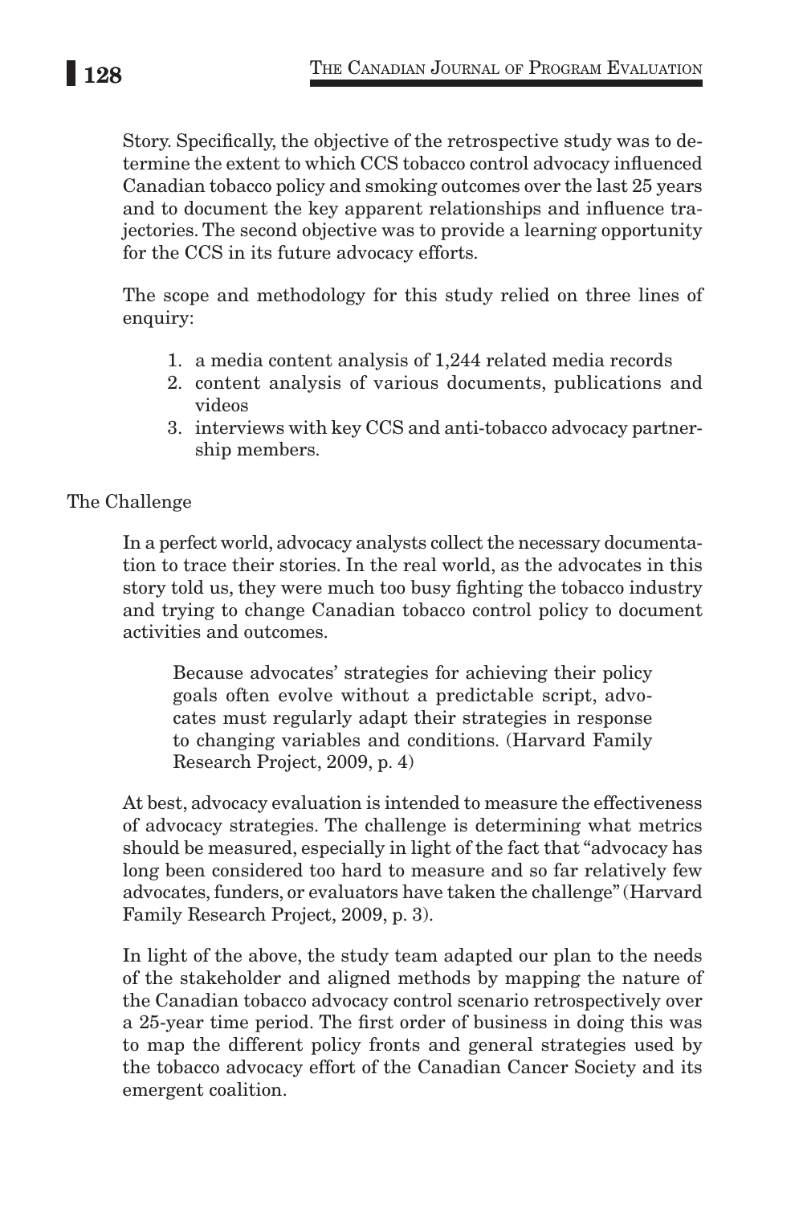Story. Specifically, the objective of the retrospective study was to determine the extent to which CCS tobacco control advocacy influenced Canadian tobacco policy and smoking outcomes over the last 25 years and to document the key apparent relationships and influence trajectories. The second objective was to provide a learning opportunity for the CCS in its future advocacy efforts.

The scope and methodology for this study relied on three lines of enquiry:

1. a media content analysis of 1,244 related media records
2. content analysis of various documents, publications and videos
3. interviews with key CCS and anti-tobacco advocacy partnership members.

## The Challenge

In a perfect world, advocacy analysts collect the necessary documentation to trace their stories. In the real world, as the advocates in this story told us, they were much too busy fighting the tobacco industry and trying to change Canadian tobacco control policy to document activities and outcomes.

> Because advocates' strategies for achieving their policy goals often evolve without a predictable script, advocates must regularly adapt their strategies in response to changing variables and conditions. (Harvard Family Research Project, 2009, p. 4)

At best, advocacy evaluation is intended to measure the effectiveness of advocacy strategies. The challenge is determining what metrics should be measured, especially in light of the fact that "advocacy has long been considered too hard to measure and so far relatively few advocates, funders, or evaluators have taken the challenge" (Harvard Family Research Project, 2009, p. 3).

In light of the above, the study team adapted our plan to the needs of the stakeholder and aligned methods by mapping the nature of the Canadian tobacco advocacy control scenario retrospectively over a 25-year time period. The first order of business in doing this was to map the different policy fronts and general strategies used by the tobacco advocacy effort of the Canadian Cancer Society and its emergent coalition.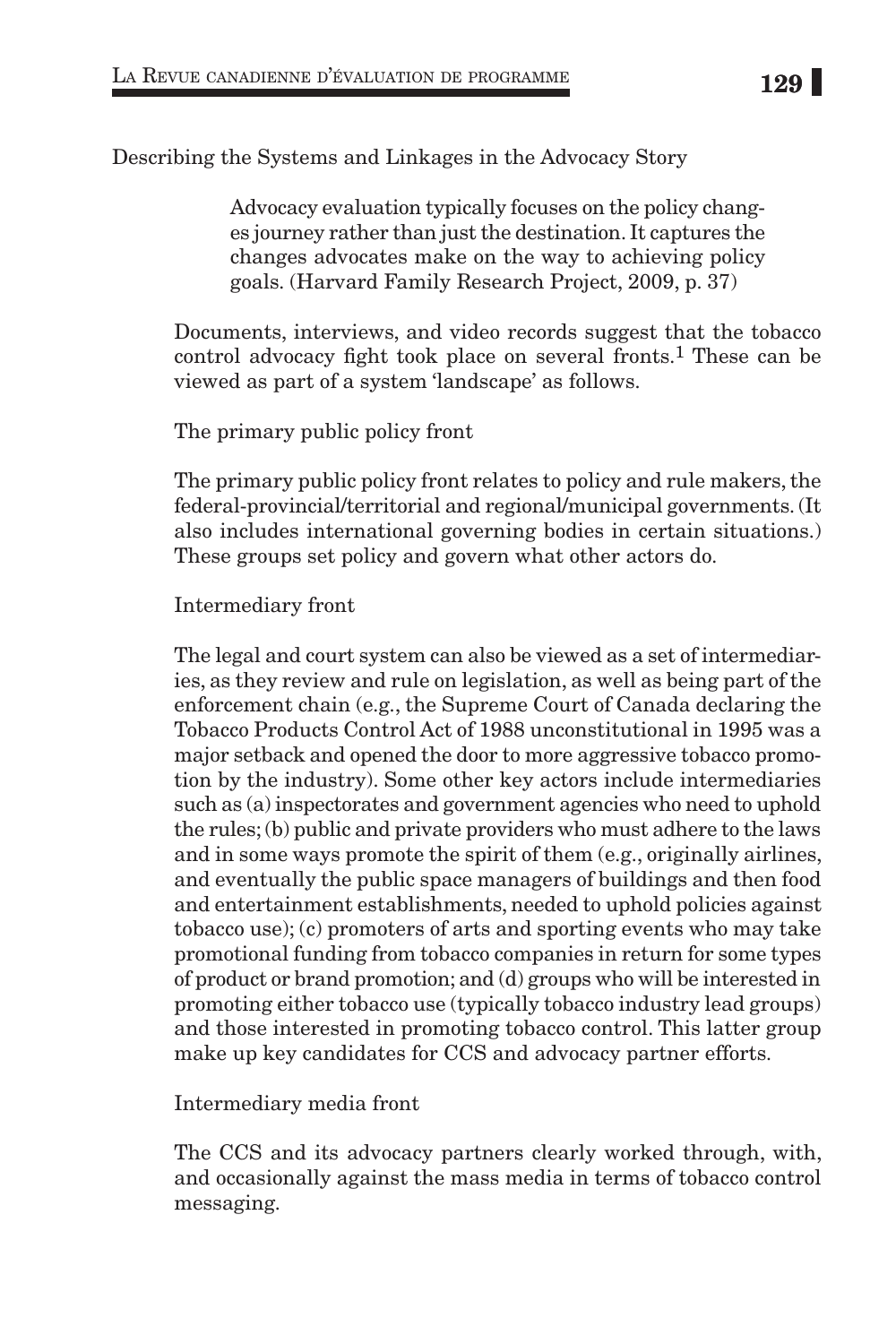### Describing the Systems and Linkages in the Advocacy Story

> Advocacy evaluation typically focuses on the policy changes journey rather than just the destination. It captures the changes advocates make on the way to achieving policy goals. (Harvard Family Research Project, 2009, p. 37)

Documents, interviews, and video records suggest that the tobacco control advocacy fight took place on several fronts.[1] These can be viewed as part of a system 'landscape' as follows.

#### The primary public policy front

The primary public policy front relates to policy and rule makers, the federal-provincial/territorial and regional/municipal governments. (It also includes international governing bodies in certain situations.) These groups set policy and govern what other actors do.

#### Intermediary front

The legal and court system can also be viewed as a set of intermediaries, as they review and rule on legislation, as well as being part of the enforcement chain (e.g., the Supreme Court of Canada declaring the Tobacco Products Control Act of 1988 unconstitutional in 1995 was a major setback and opened the door to more aggressive tobacco promotion by the industry). Some other key actors include intermediaries such as (a) inspectorates and government agencies who need to uphold the rules; (b) public and private providers who must adhere to the laws and in some ways promote the spirit of them (e.g., originally airlines, and eventually the public space managers of buildings and then food and entertainment establishments, needed to uphold policies against tobacco use); (c) promoters of arts and sporting events who may take promotional funding from tobacco companies in return for some types of product or brand promotion; and (d) groups who will be interested in promoting either tobacco use (typically tobacco industry lead groups) and those interested in promoting tobacco control. This latter group make up key candidates for CCS and advocacy partner efforts.

#### Intermediary media front

The CCS and its advocacy partners clearly worked through, with, and occasionally against the mass media in terms of tobacco control messaging.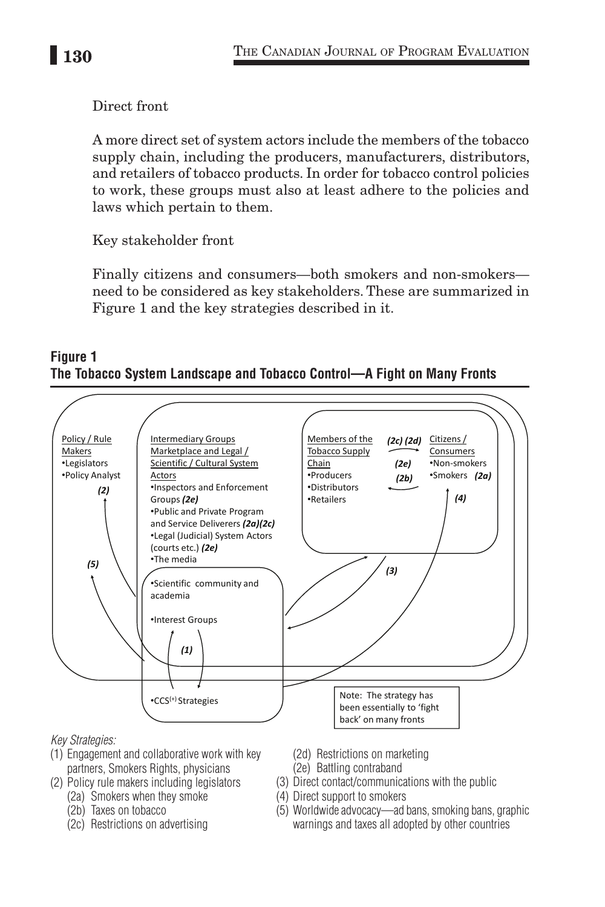Direct front

A more direct set of system actors include the members of the tobacco supply chain, including the producers, manufacturers, distributors, and retailers of tobacco products. In order for tobacco control policies to work, these groups must also at least adhere to the policies and laws which pertain to them.

Key stakeholder front

Finally citizens and consumers—both smokers and non-smokers—need to be considered as key stakeholders. These are summarized in Figure 1 and the key strategies described in it.

**Figure 1**
**The Tobacco System Landscape and Tobacco Control—A Fight on Many Fronts**

Policy / Rule Makers
•Legislators
•Policy Analyst
*(2)*

Intermediary Groups Marketplace and Legal / Scientific / Cultural System Actors
•Inspectors and Enforcement Groups *(2e)*
•Public and Private Program and Service Deliverers *(2a)(2c)*
•Legal (Judicial) System Actors (courts etc.) *(2e)*
•The media
•Scientific community and academia
•Interest Groups

Members of the Tobacco Supply Chain
•Producers
•Distributors
•Retailers

*(2c) (2d)*
*(2e)*
*(2b)*

Citizens / Consumers
•Non-smokers
•Smokers *(2a)*

*(4)*
*(3)*
*(5)*
*(1)*

•CCS(+) Strategies

Note: The strategy has been essentially to 'fight back' on many fronts

*Key Strategies:*

(1) Engagement and collaborative work with key partners, Smokers Rights, physicians
(2) Policy rule makers including legislators
   (2a) Smokers when they smoke
   (2b) Taxes on tobacco
   (2c) Restrictions on advertising
   (2d) Restrictions on marketing
   (2e) Battling contraband
(3) Direct contact/communications with the public
(4) Direct support to smokers
(5) Worldwide advocacy—ad bans, smoking bans, graphic warnings and taxes all adopted by other countries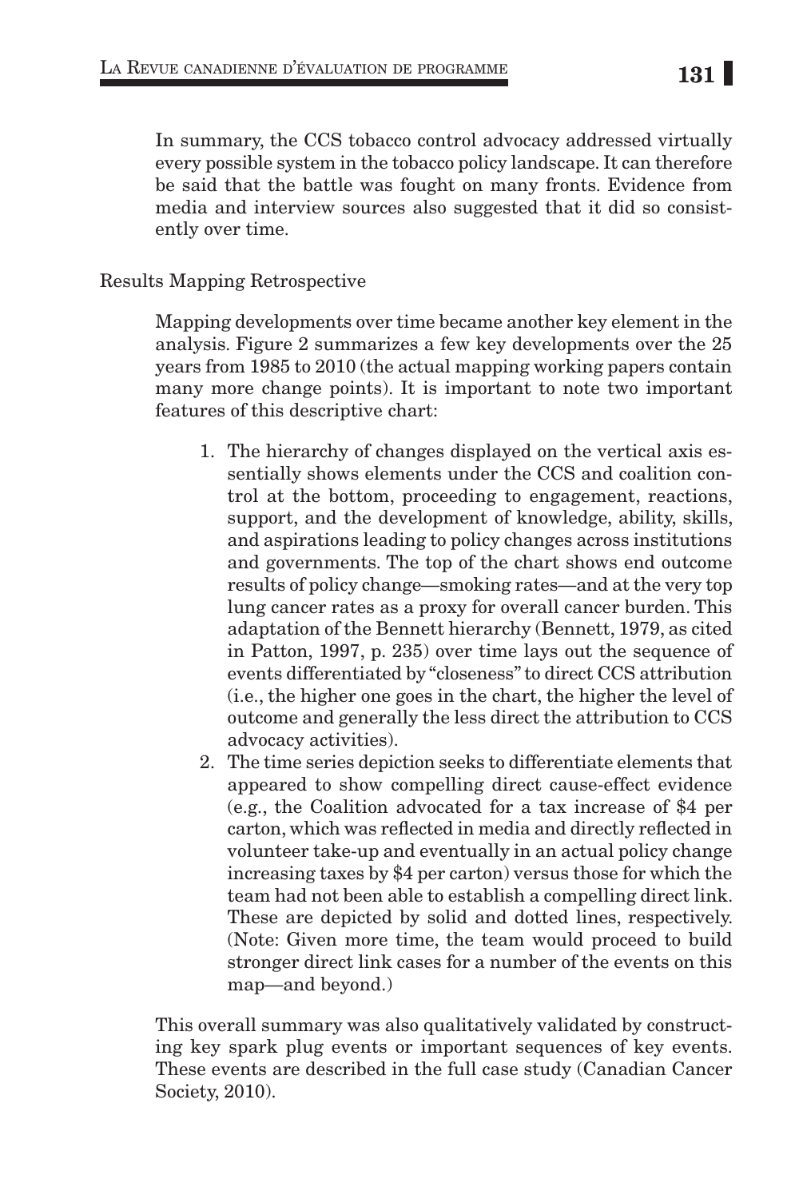In summary, the CCS tobacco control advocacy addressed virtually every possible system in the tobacco policy landscape. It can therefore be said that the battle was fought on many fronts. Evidence from media and interview sources also suggested that it did so consistently over time.

### Results Mapping Retrospective

Mapping developments over time became another key element in the analysis. Figure 2 summarizes a few key developments over the 25 years from 1985 to 2010 (the actual mapping working papers contain many more change points). It is important to note two important features of this descriptive chart:

1. The hierarchy of changes displayed on the vertical axis essentially shows elements under the CCS and coalition control at the bottom, proceeding to engagement, reactions, support, and the development of knowledge, ability, skills, and aspirations leading to policy changes across institutions and governments. The top of the chart shows end outcome results of policy change—smoking rates—and at the very top lung cancer rates as a proxy for overall cancer burden. This adaptation of the Bennett hierarchy (Bennett, 1979, as cited in Patton, 1997, p. 235) over time lays out the sequence of events differentiated by "closeness" to direct CCS attribution (i.e., the higher one goes in the chart, the higher the level of outcome and generally the less direct the attribution to CCS advocacy activities).
2. The time series depiction seeks to differentiate elements that appeared to show compelling direct cause-effect evidence (e.g., the Coalition advocated for a tax increase of $4 per carton, which was reflected in media and directly reflected in volunteer take-up and eventually in an actual policy change increasing taxes by $4 per carton) versus those for which the team had not been able to establish a compelling direct link. These are depicted by solid and dotted lines, respectively. (Note: Given more time, the team would proceed to build stronger direct link cases for a number of the events on this map—and beyond.)

This overall summary was also qualitatively validated by constructing key spark plug events or important sequences of key events. These events are described in the full case study (Canadian Cancer Society, 2010).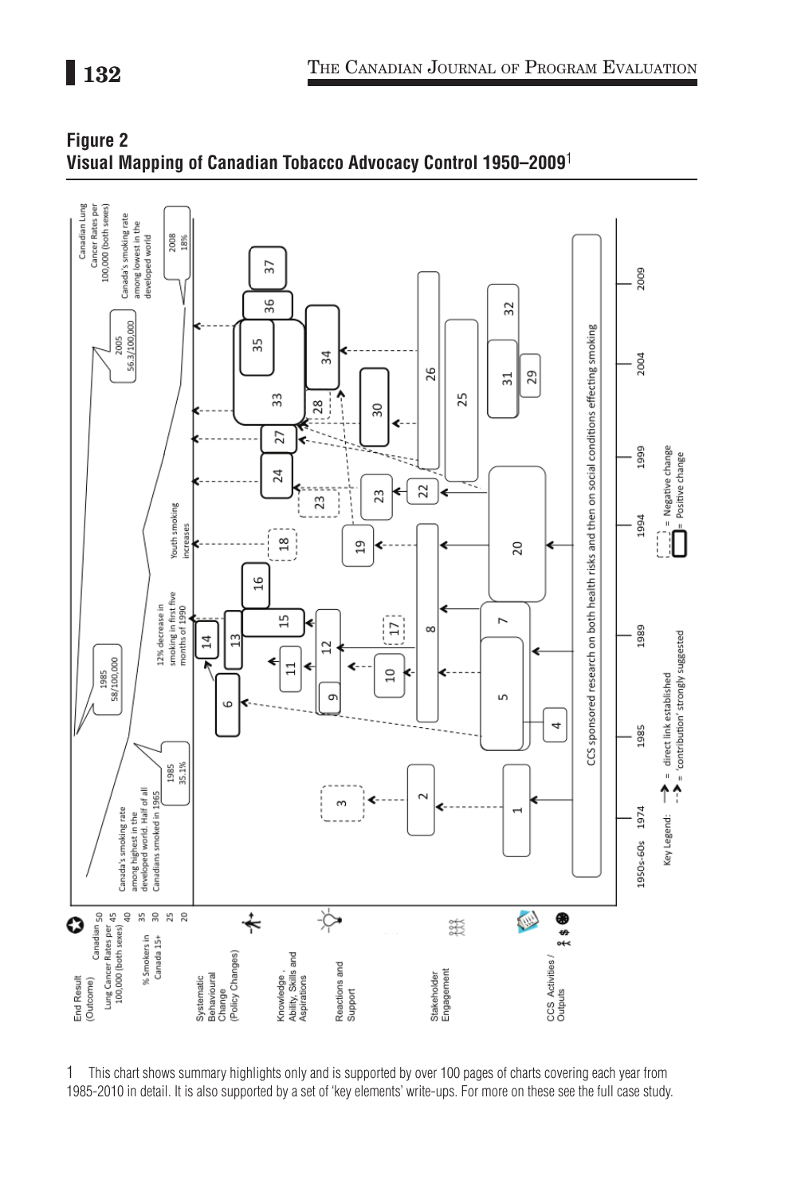**Figure 2**
**Visual Mapping of Canadian Tobacco Advocacy Control 1950–2009**[1]

1 This chart shows summary highlights only and is supported by over 100 pages of charts covering each year from 1985-2010 in detail. It is also supported by a set of 'key elements' write-ups. For more on these see the full case study.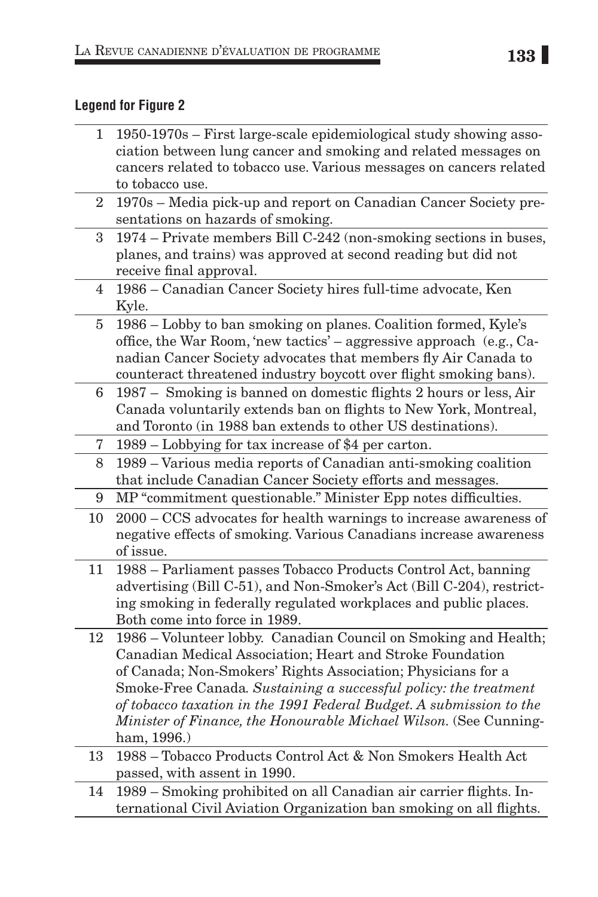**Legend for Figure 2**

| | |
|---|---|
| 1 | 1950-1970s – First large-scale epidemiological study showing association between lung cancer and smoking and related messages on cancers related to tobacco use. Various messages on cancers related to tobacco use. |
| 2 | 1970s – Media pick-up and report on Canadian Cancer Society presentations on hazards of smoking. |
| 3 | 1974 – Private members Bill C-242 (non-smoking sections in buses, planes, and trains) was approved at second reading but did not receive final approval. |
| 4 | 1986 – Canadian Cancer Society hires full-time advocate, Ken Kyle. |
| 5 | 1986 – Lobby to ban smoking on planes. Coalition formed, Kyle's office, the War Room, 'new tactics' – aggressive approach (e.g., Canadian Cancer Society advocates that members fly Air Canada to counteract threatened industry boycott over flight smoking bans). |
| 6 | 1987 – Smoking is banned on domestic flights 2 hours or less, Air Canada voluntarily extends ban on flights to New York, Montreal, and Toronto (in 1988 ban extends to other US destinations). |
| 7 | 1989 – Lobbying for tax increase of $4 per carton. |
| 8 | 1989 – Various media reports of Canadian anti-smoking coalition that include Canadian Cancer Society efforts and messages. |
| 9 | MP "commitment questionable." Minister Epp notes difficulties. |
| 10 | 2000 – CCS advocates for health warnings to increase awareness of negative effects of smoking. Various Canadians increase awareness of issue. |
| 11 | 1988 – Parliament passes Tobacco Products Control Act, banning advertising (Bill C-51), and Non-Smoker's Act (Bill C-204), restricting smoking in federally regulated workplaces and public places. Both come into force in 1989. |
| 12 | 1986 – Volunteer lobby. Canadian Council on Smoking and Health; Canadian Medical Association; Heart and Stroke Foundation of Canada; Non-Smokers' Rights Association; Physicians for a Smoke-Free Canada. *Sustaining a successful policy: the treatment of tobacco taxation in the 1991 Federal Budget. A submission to the Minister of Finance, the Honourable Michael Wilson.* (See Cunningham, 1996.) |
| 13 | 1988 – Tobacco Products Control Act & Non Smokers Health Act passed, with assent in 1990. |
| 14 | 1989 – Smoking prohibited on all Canadian air carrier flights. International Civil Aviation Organization ban smoking on all flights. |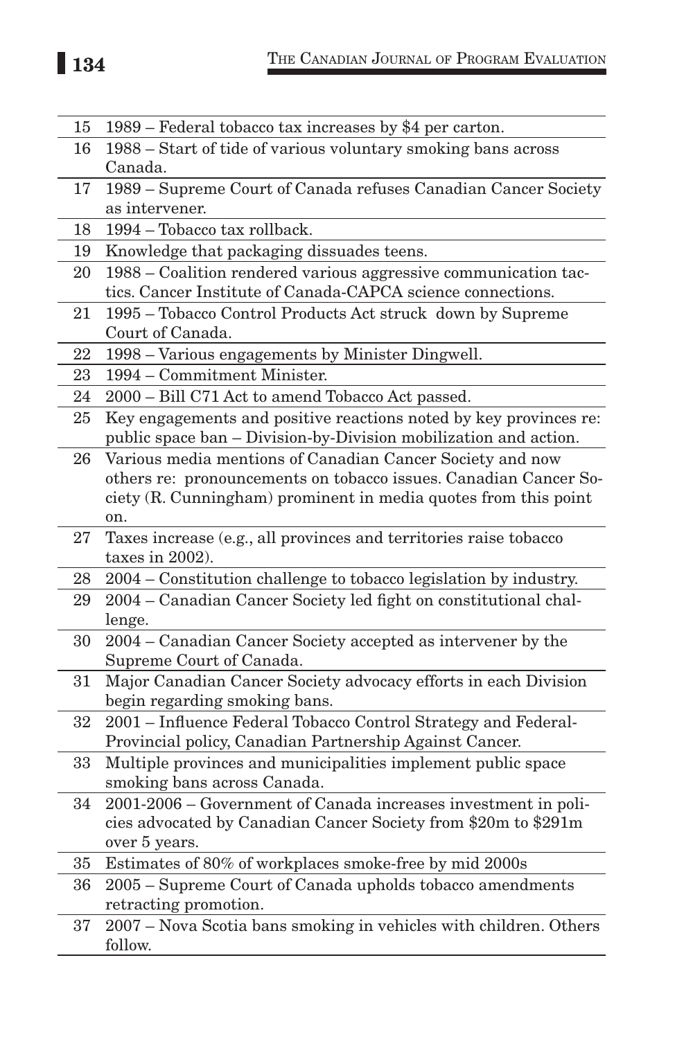| | |
|---|---|
| 15 | 1989 – Federal tobacco tax increases by $4 per carton. |
| 16 | 1988 – Start of tide of various voluntary smoking bans across Canada. |
| 17 | 1989 – Supreme Court of Canada refuses Canadian Cancer Society as intervener. |
| 18 | 1994 – Tobacco tax rollback. |
| 19 | Knowledge that packaging dissuades teens. |
| 20 | 1988 – Coalition rendered various aggressive communication tactics. Cancer Institute of Canada-CAPCA science connections. |
| 21 | 1995 – Tobacco Control Products Act struck down by Supreme Court of Canada. |
| 22 | 1998 – Various engagements by Minister Dingwell. |
| 23 | 1994 – Commitment Minister. |
| 24 | 2000 – Bill C71 Act to amend Tobacco Act passed. |
| 25 | Key engagements and positive reactions noted by key provinces re: public space ban – Division-by-Division mobilization and action. |
| 26 | Various media mentions of Canadian Cancer Society and now others re: pronouncements on tobacco issues. Canadian Cancer Society (R. Cunningham) prominent in media quotes from this point on. |
| 27 | Taxes increase (e.g., all provinces and territories raise tobacco taxes in 2002). |
| 28 | 2004 – Constitution challenge to tobacco legislation by industry. |
| 29 | 2004 – Canadian Cancer Society led fight on constitutional challenge. |
| 30 | 2004 – Canadian Cancer Society accepted as intervener by the Supreme Court of Canada. |
| 31 | Major Canadian Cancer Society advocacy efforts in each Division begin regarding smoking bans. |
| 32 | 2001 – Influence Federal Tobacco Control Strategy and Federal-Provincial policy, Canadian Partnership Against Cancer. |
| 33 | Multiple provinces and municipalities implement public space smoking bans across Canada. |
| 34 | 2001-2006 – Government of Canada increases investment in policies advocated by Canadian Cancer Society from $20m to $291m over 5 years. |
| 35 | Estimates of 80% of workplaces smoke-free by mid 2000s |
| 36 | 2005 – Supreme Court of Canada upholds tobacco amendments retracting promotion. |
| 37 | 2007 – Nova Scotia bans smoking in vehicles with children. Others follow. |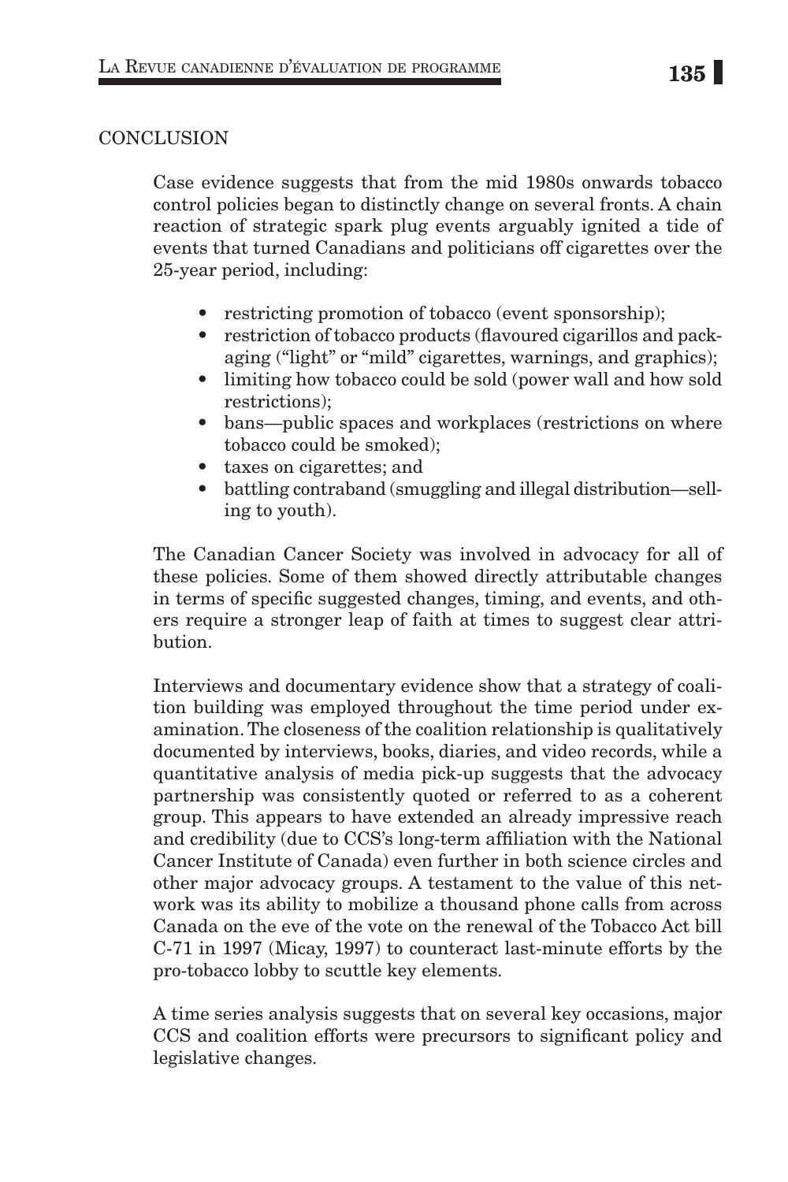## CONCLUSION

Case evidence suggests that from the mid 1980s onwards tobacco control policies began to distinctly change on several fronts. A chain reaction of strategic spark plug events arguably ignited a tide of events that turned Canadians and politicians off cigarettes over the 25-year period, including:

- restricting promotion of tobacco (event sponsorship);
- restriction of tobacco products (flavoured cigarillos and packaging ("light" or "mild" cigarettes, warnings, and graphics);
- limiting how tobacco could be sold (power wall and how sold restrictions);
- bans—public spaces and workplaces (restrictions on where tobacco could be smoked);
- taxes on cigarettes; and
- battling contraband (smuggling and illegal distribution—selling to youth).

The Canadian Cancer Society was involved in advocacy for all of these policies. Some of them showed directly attributable changes in terms of specific suggested changes, timing, and events, and others require a stronger leap of faith at times to suggest clear attribution.

Interviews and documentary evidence show that a strategy of coalition building was employed throughout the time period under examination. The closeness of the coalition relationship is qualitatively documented by interviews, books, diaries, and video records, while a quantitative analysis of media pick-up suggests that the advocacy partnership was consistently quoted or referred to as a coherent group. This appears to have extended an already impressive reach and credibility (due to CCS's long-term affiliation with the National Cancer Institute of Canada) even further in both science circles and other major advocacy groups. A testament to the value of this network was its ability to mobilize a thousand phone calls from across Canada on the eve of the vote on the renewal of the Tobacco Act bill C-71 in 1997 (Micay, 1997) to counteract last-minute efforts by the pro-tobacco lobby to scuttle key elements.

A time series analysis suggests that on several key occasions, major CCS and coalition efforts were precursors to significant policy and legislative changes.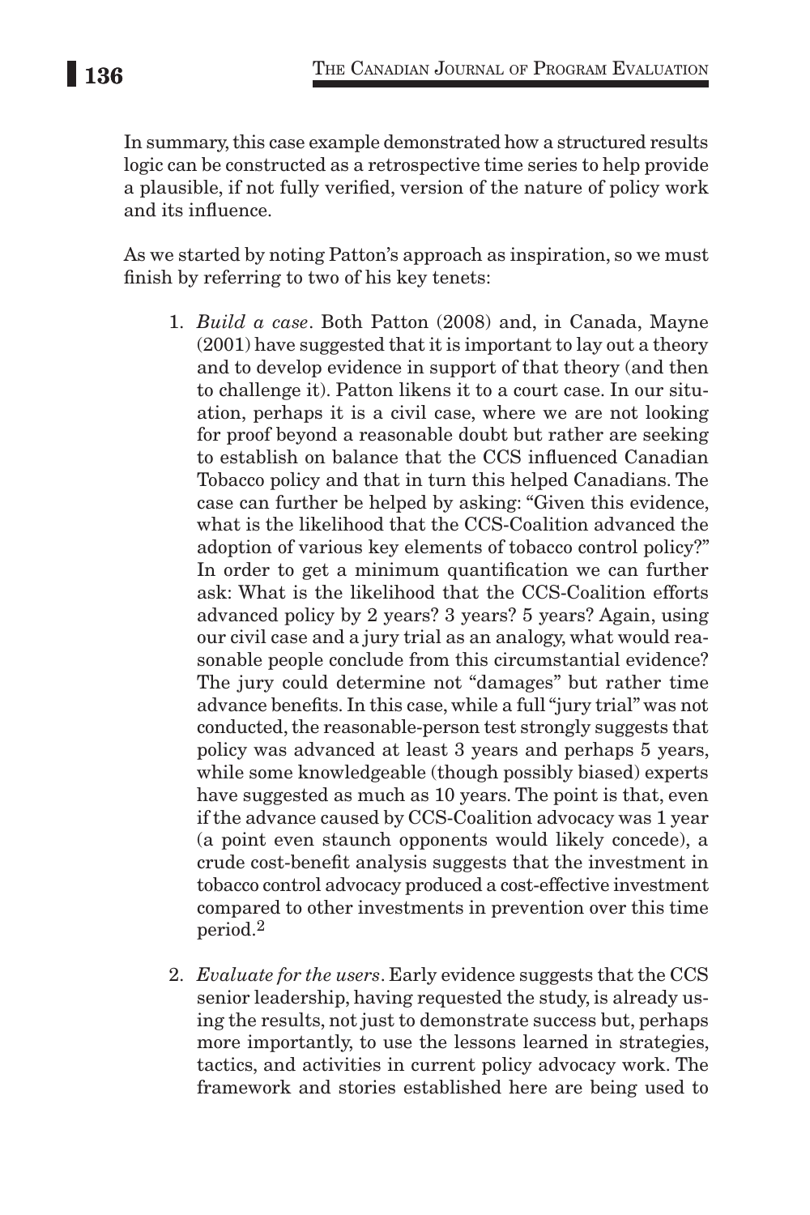In summary, this case example demonstrated how a structured results logic can be constructed as a retrospective time series to help provide a plausible, if not fully verified, version of the nature of policy work and its influence.

As we started by noting Patton's approach as inspiration, so we must finish by referring to two of his key tenets:

1. *Build a case*. Both Patton (2008) and, in Canada, Mayne (2001) have suggested that it is important to lay out a theory and to develop evidence in support of that theory (and then to challenge it). Patton likens it to a court case. In our situation, perhaps it is a civil case, where we are not looking for proof beyond a reasonable doubt but rather are seeking to establish on balance that the CCS influenced Canadian Tobacco policy and that in turn this helped Canadians. The case can further be helped by asking: "Given this evidence, what is the likelihood that the CCS-Coalition advanced the adoption of various key elements of tobacco control policy?" In order to get a minimum quantification we can further ask: What is the likelihood that the CCS-Coalition efforts advanced policy by 2 years? 3 years? 5 years? Again, using our civil case and a jury trial as an analogy, what would reasonable people conclude from this circumstantial evidence? The jury could determine not "damages" but rather time advance benefits. In this case, while a full "jury trial" was not conducted, the reasonable-person test strongly suggests that policy was advanced at least 3 years and perhaps 5 years, while some knowledgeable (though possibly biased) experts have suggested as much as 10 years. The point is that, even if the advance caused by CCS-Coalition advocacy was 1 year (a point even staunch opponents would likely concede), a crude cost-benefit analysis suggests that the investment in tobacco control advocacy produced a cost-effective investment compared to other investments in prevention over this time period.[2]

2. *Evaluate for the users*. Early evidence suggests that the CCS senior leadership, having requested the study, is already using the results, not just to demonstrate success but, perhaps more importantly, to use the lessons learned in strategies, tactics, and activities in current policy advocacy work. The framework and stories established here are being used to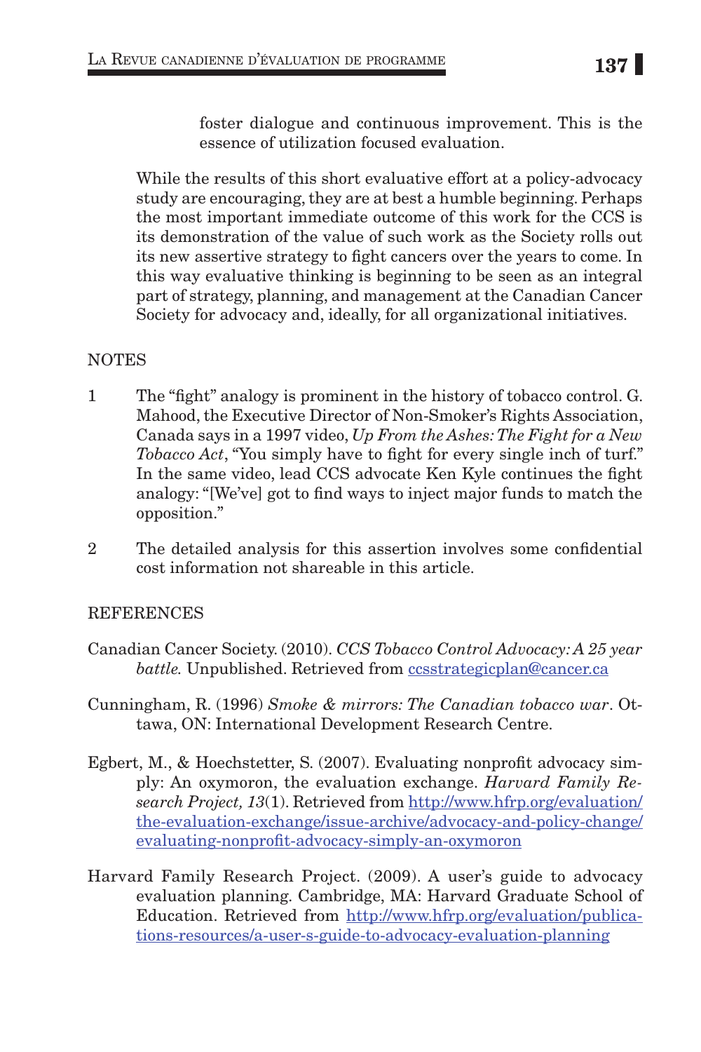foster dialogue and continuous improvement. This is the essence of utilization focused evaluation.

While the results of this short evaluative effort at a policy-advocacy study are encouraging, they are at best a humble beginning. Perhaps the most important immediate outcome of this work for the CCS is its demonstration of the value of such work as the Society rolls out its new assertive strategy to fight cancers over the years to come. In this way evaluative thinking is beginning to be seen as an integral part of strategy, planning, and management at the Canadian Cancer Society for advocacy and, ideally, for all organizational initiatives.

## NOTES

1 The "fight" analogy is prominent in the history of tobacco control. G. Mahood, the Executive Director of Non-Smoker's Rights Association, Canada says in a 1997 video, *Up From the Ashes: The Fight for a New Tobacco Act*, "You simply have to fight for every single inch of turf." In the same video, lead CCS advocate Ken Kyle continues the fight analogy: "[We've] got to find ways to inject major funds to match the opposition."

2 The detailed analysis for this assertion involves some confidential cost information not shareable in this article.

## REFERENCES

Canadian Cancer Society. (2010). *CCS Tobacco Control Advocacy: A 25 year battle.* Unpublished. Retrieved from ccsstrategicplan@cancer.ca

Cunningham, R. (1996) *Smoke & mirrors: The Canadian tobacco war*. Ottawa, ON: International Development Research Centre.

Egbert, M., & Hoechstetter, S. (2007). Evaluating nonprofit advocacy simply: An oxymoron, the evaluation exchange. *Harvard Family Research Project, 13*(1). Retrieved from http://www.hfrp.org/evaluation/the-evaluation-exchange/issue-archive/advocacy-and-policy-change/evaluating-nonprofit-advocacy-simply-an-oxymoron

Harvard Family Research Project. (2009). A user's guide to advocacy evaluation planning. Cambridge, MA: Harvard Graduate School of Education. Retrieved from http://www.hfrp.org/evaluation/publications-resources/a-user-s-guide-to-advocacy-evaluation-planning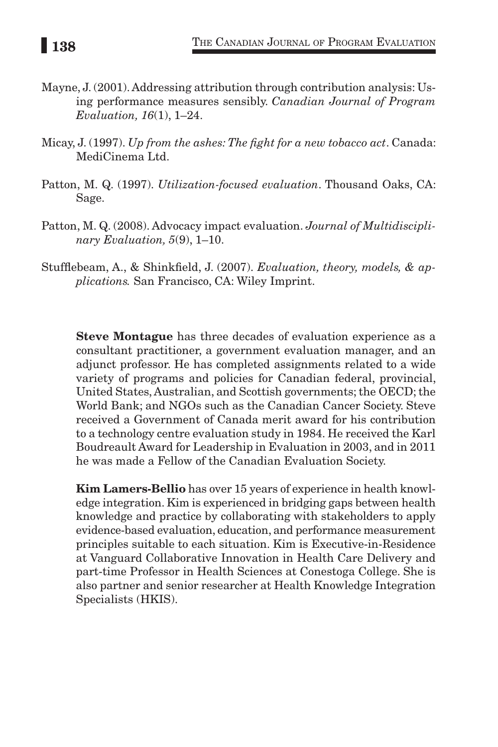Mayne, J. (2001). Addressing attribution through contribution analysis: Using performance measures sensibly. *Canadian Journal of Program Evaluation, 16*(1), 1–24.

Micay, J. (1997). *Up from the ashes: The fight for a new tobacco act*. Canada: MediCinema Ltd.

Patton, M. Q. (1997). *Utilization-focused evaluation*. Thousand Oaks, CA: Sage.

Patton, M. Q. (2008). Advocacy impact evaluation. *Journal of Multidisciplinary Evaluation, 5*(9), 1–10.

Stufflebeam, A., & Shinkfield, J. (2007). *Evaluation, theory, models, & applications.* San Francisco, CA: Wiley Imprint.

**Steve Montague** has three decades of evaluation experience as a consultant practitioner, a government evaluation manager, and an adjunct professor. He has completed assignments related to a wide variety of programs and policies for Canadian federal, provincial, United States, Australian, and Scottish governments; the OECD; the World Bank; and NGOs such as the Canadian Cancer Society. Steve received a Government of Canada merit award for his contribution to a technology centre evaluation study in 1984. He received the Karl Boudreault Award for Leadership in Evaluation in 2003, and in 2011 he was made a Fellow of the Canadian Evaluation Society.

**Kim Lamers-Bellio** has over 15 years of experience in health knowledge integration. Kim is experienced in bridging gaps between health knowledge and practice by collaborating with stakeholders to apply evidence-based evaluation, education, and performance measurement principles suitable to each situation. Kim is Executive-in-Residence at Vanguard Collaborative Innovation in Health Care Delivery and part-time Professor in Health Sciences at Conestoga College. She is also partner and senior researcher at Health Knowledge Integration Specialists (HKIS).